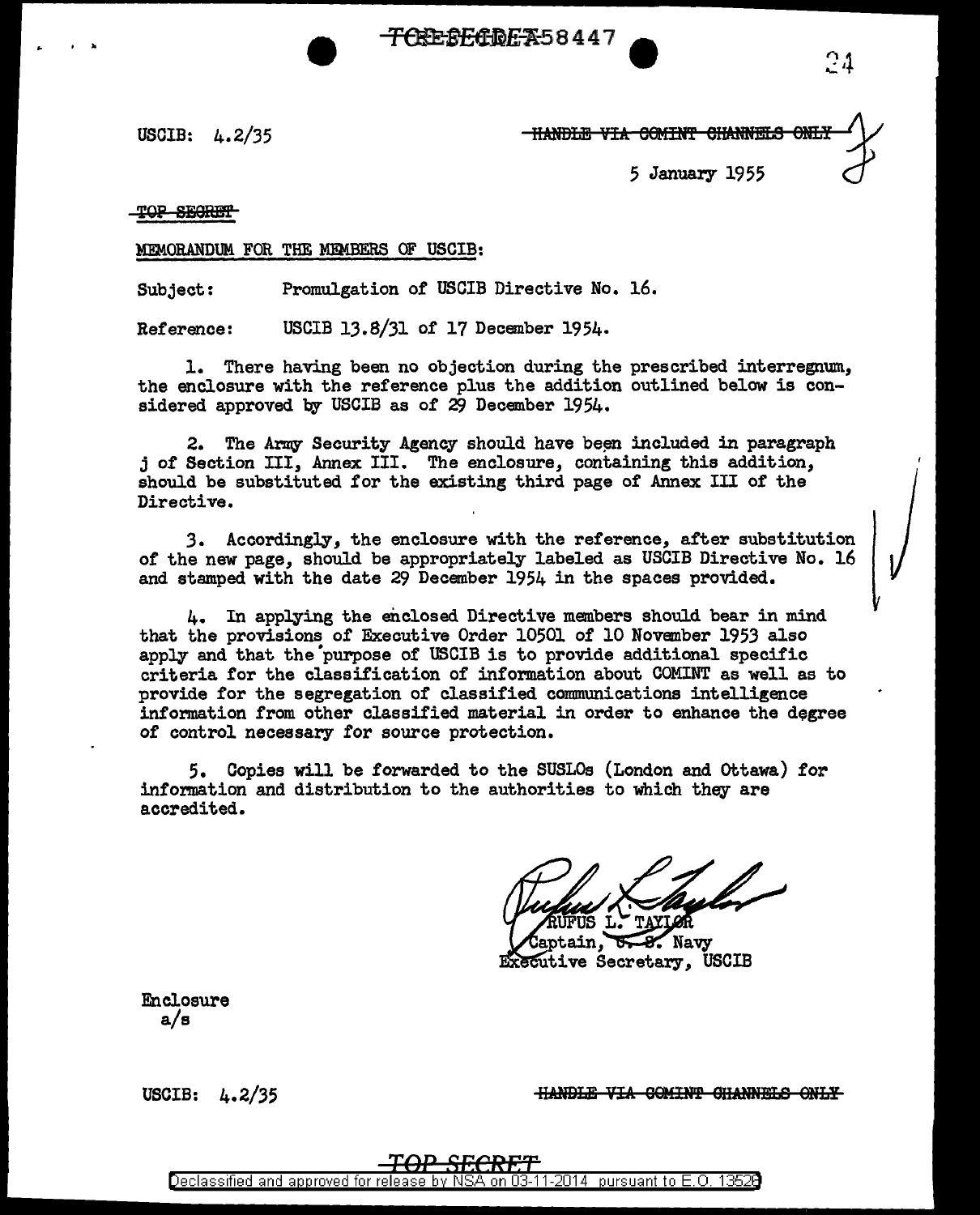TOP SECRET 58447

USCIB: 4.2/35

~~HANDLE VIA COMINT CHANNELS ONLY~~

5 January 1955

~~TOP SECRET~~

MEMORANDUM FOR THE MEMBERS OF USCIB:

Subject: Promulgation of USCIB Directive No. 16.

Reference: USCIB 13.8/31 of 17 December 1954.

1. There having been no objection during the prescribed interregnum, the enclosure with the reference plus the addition outlined below is considered approved by USCIB as of 29 December 1954.

2. The Army Security Agency should have been included in paragraph j of Section III, Annex III. The enclosure, containing this addition, should be substituted for the existing third page of Annex III of the Directive.

3. Accordingly, the enclosure with the reference, after substitution of the new page, should be appropriately labeled as USCIB Directive No. 16 and stamped with the date 29 December 1954 in the spaces provided.

4. In applying the enclosed Directive members should bear in mind that the provisions of Executive Order 10501 of 10 November 1953 also apply and that the purpose of USCIB is to provide additional specific criteria for the classification of information about COMINT as well as to provide for the segregation of classified communications intelligence information from other classified material in order to enhance the degree of control necessary for source protection.

5. Copies will be forwarded to the SUSLOs (London and Ottawa) for information and distribution to the authorities to which they are accredited.

RUFUS L. TAYLOR
Captain, U. S. Navy
Executive Secretary, USCIB

Enclosure
a/s

USCIB: 4.2/35

~~HANDLE VIA COMINT CHANNELS ONLY~~

~~TOP SECRET~~

Declassified and approved for release by NSA on 03-11-2014 pursuant to E.O. 13526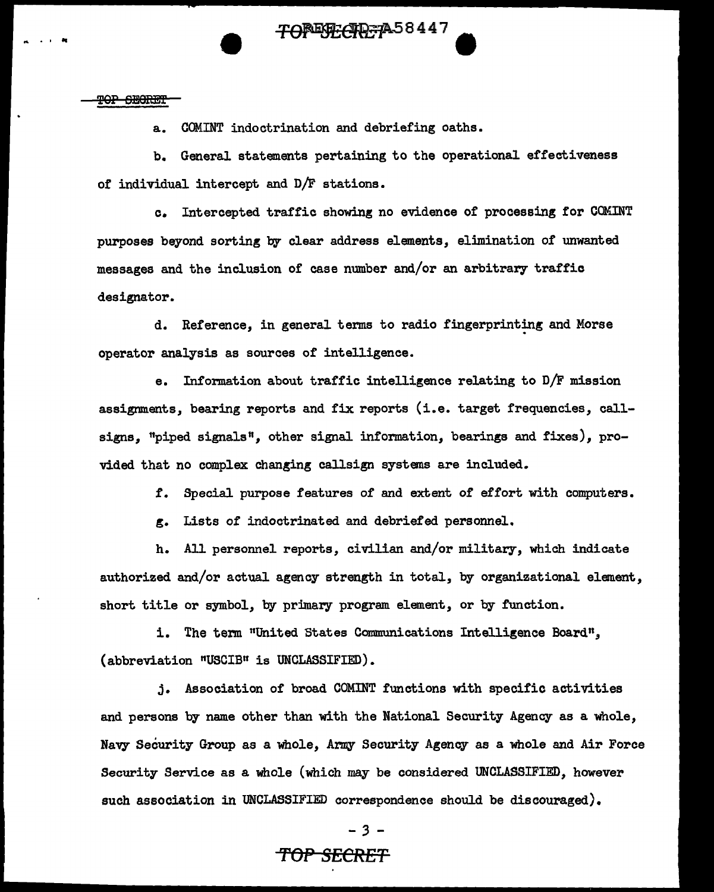a. COMINT indoctrination and debriefing oaths.

b. General statements pertaining to the operational effectiveness of individual intercept and D/F stations.

c. Intercepted traffic showing no evidence of processing for COMINT purposes beyond sorting by clear address elements, elimination of unwanted messages and the inclusion of case number and/or an arbitrary traffic designator.

d. Reference, in general terms to radio fingerprinting and Morse operator analysis as sources of intelligence.

e. Information about traffic intelligence relating to D/F mission assignments, bearing reports and fix reports (i.e. target frequencies, callsigns, "piped signals", other signal information, bearings and fixes), provided that no complex changing callsign systems are included.

f. Special purpose features of and extent of effort with computers.

g. Lists of indoctrinated and debriefed personnel.

h. All personnel reports, civilian and/or military, which indicate authorized and/or actual agency strength in total, by organizational element, short title or symbol, by primary program element, or by function.

i. The term "United States Communications Intelligence Board", (abbreviation "USCIB" is UNCLASSIFIED).

j. Association of broad COMINT functions with specific activities and persons by name other than with the National Security Agency as a whole, Navy Security Group as a whole, Army Security Agency as a whole and Air Force Security Service as a whole (which may be considered UNCLASSIFIED, however such association in UNCLASSIFIED correspondence should be discouraged).